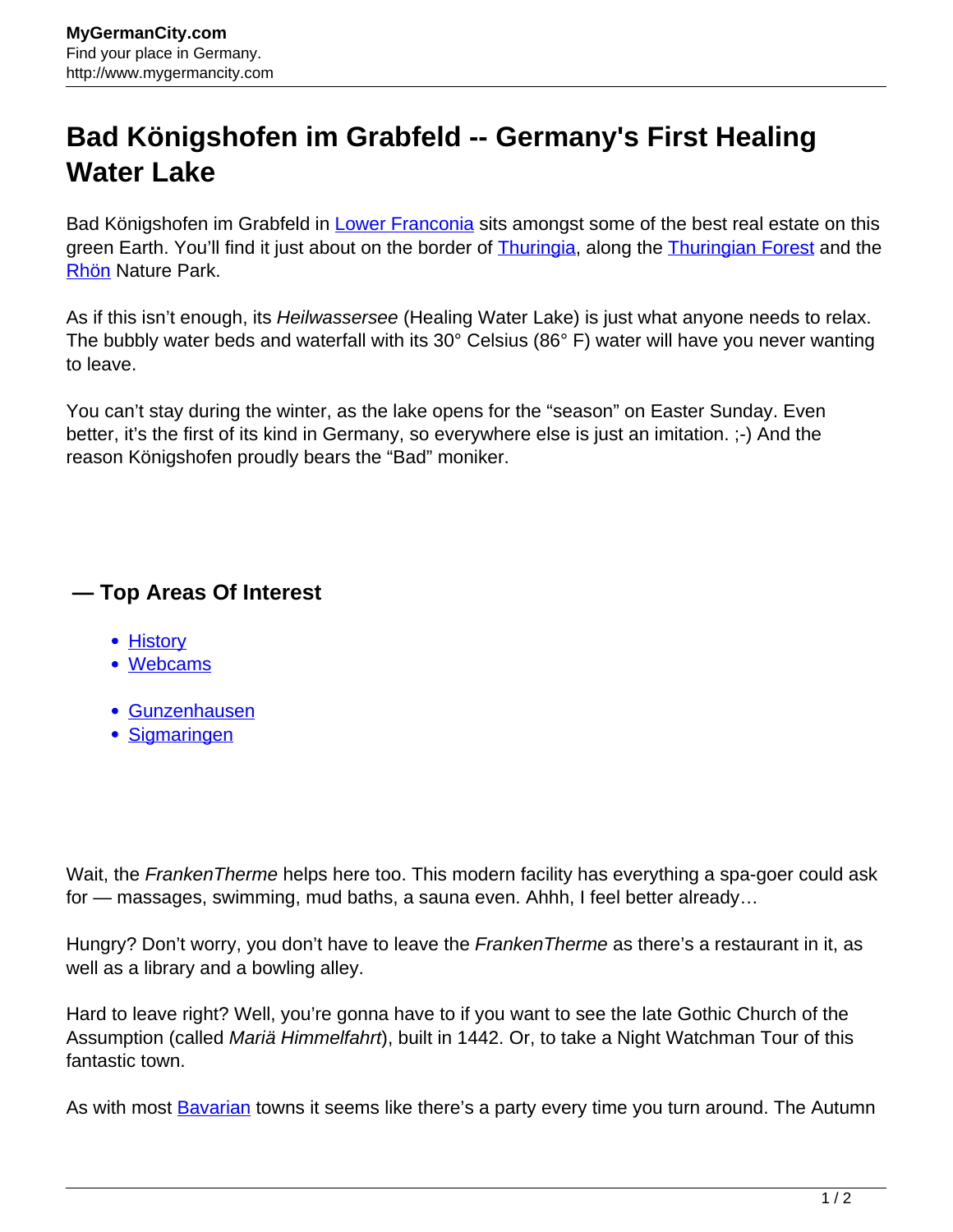# Bad Königshofen im Grabfeld -- Germany's First Healing Water Lake

Bad Königshofen im Grabfeld in Lower Franconia sits amongst some of the best real estate on this green Earth. You'll find it just about on the border of Thuringia, along the Thuringian Forest and the Rhön Nature Park.

As if this isn't enough, its *Heilwassersee* (Healing Water Lake) is just what anyone needs to relax. The bubbly water beds and waterfall with its 30° Celsius (86° F) water will have you never wanting to leave.

You can't stay during the winter, as the lake opens for the "season" on Easter Sunday. Even better, it's the first of its kind in Germany, so everywhere else is just an imitation. ;-) And the reason Königshofen proudly bears the "Bad" moniker.

## — Top Areas Of Interest

- History
- Webcams

- Gunzenhausen
- Sigmaringen

Wait, the *FrankenTherme* helps here too. This modern facility has everything a spa-goer could ask for — massages, swimming, mud baths, a sauna even. Ahhh, I feel better already…

Hungry? Don't worry, you don't have to leave the *FrankenTherme* as there's a restaurant in it, as well as a library and a bowling alley.

Hard to leave right? Well, you're gonna have to if you want to see the late Gothic Church of the Assumption (called *Mariä Himmelfahrt*), built in 1442. Or, to take a Night Watchman Tour of this fantastic town.

As with most Bavarian towns it seems like there's a party every time you turn around. The Autumn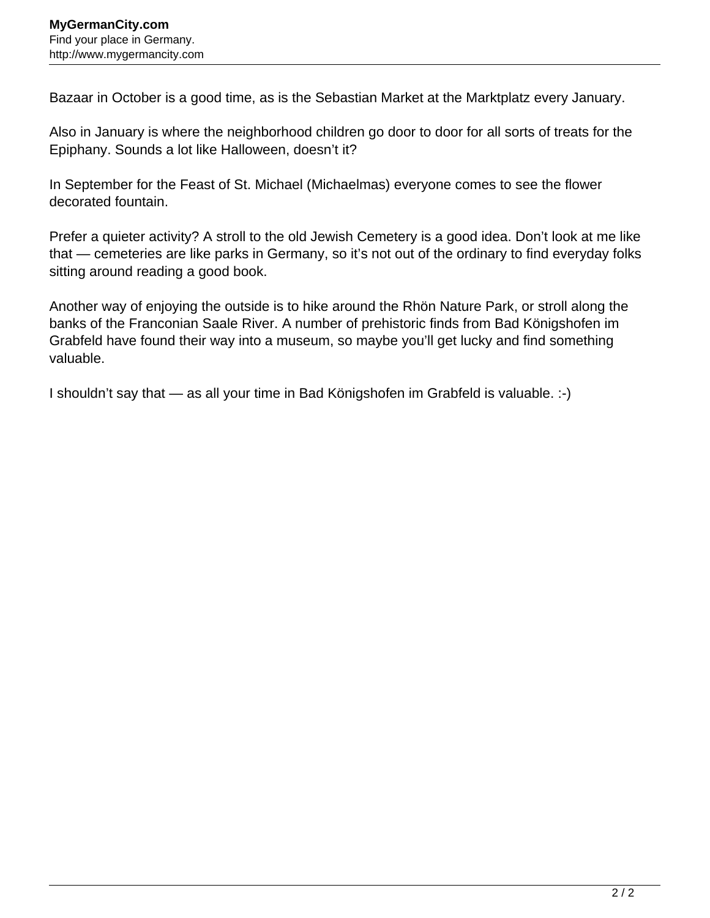Bazaar in October is a good time, as is the Sebastian Market at the Marktplatz every January.

Also in January is where the neighborhood children go door to door for all sorts of treats for the Epiphany. Sounds a lot like Halloween, doesn't it?

In September for the Feast of St. Michael (Michaelmas) everyone comes to see the flower decorated fountain.

Prefer a quieter activity? A stroll to the old Jewish Cemetery is a good idea. Don't look at me like that — cemeteries are like parks in Germany, so it's not out of the ordinary to find everyday folks sitting around reading a good book.

Another way of enjoying the outside is to hike around the Rhön Nature Park, or stroll along the banks of the Franconian Saale River. A number of prehistoric finds from Bad Königshofen im Grabfeld have found their way into a museum, so maybe you'll get lucky and find something valuable.

I shouldn't say that — as all your time in Bad Königshofen im Grabfeld is valuable. :-)